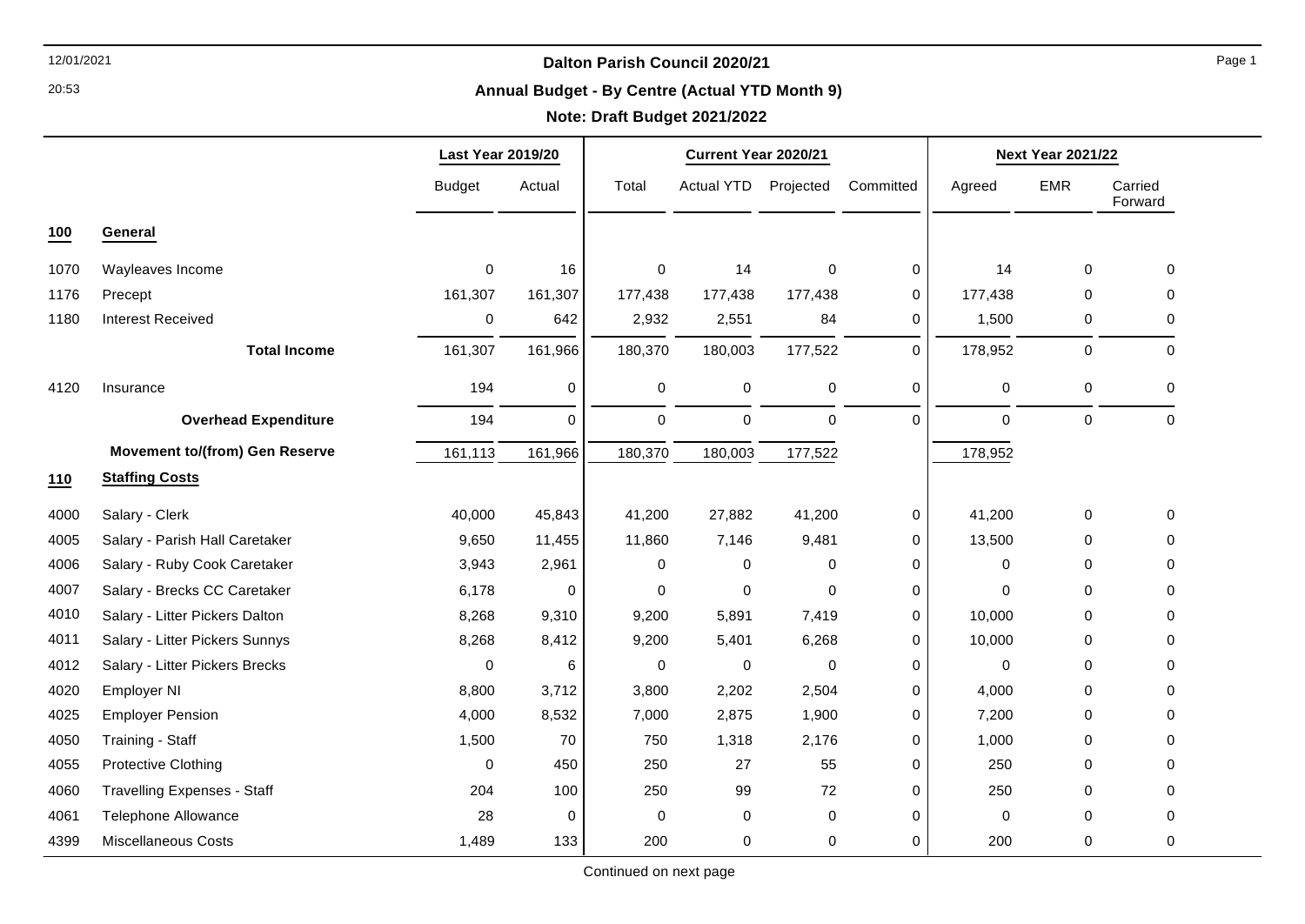# Dalton Parish Council 2020/21

## Annual Budget - By Centre (Actual YTD Month 9)

### Note: Draft Budget 2021/2022

| | | Last Year 2019/20 | | Current Year 2020/21 | | | | Next Year 2021/22 | | |
|---|---|---|---|---|---|---|---|---|---|---|
| | | Budget | Actual | Total | Actual YTD | Projected | Committed | Agreed | EMR | Carried Forward |
| **100** | **General** | | | | | | | | | |
| 1070 | Wayleaves Income | 0 | 16 | 0 | 14 | 0 | 0 | 14 | 0 | 0 |
| 1176 | Precept | 161,307 | 161,307 | 177,438 | 177,438 | 177,438 | 0 | 177,438 | 0 | 0 |
| 1180 | Interest Received | 0 | 642 | 2,932 | 2,551 | 84 | 0 | 1,500 | 0 | 0 |
| | **Total Income** | 161,307 | 161,966 | 180,370 | 180,003 | 177,522 | 0 | 178,952 | 0 | 0 |
| 4120 | Insurance | 194 | 0 | 0 | 0 | 0 | 0 | 0 | 0 | 0 |
| | **Overhead Expenditure** | 194 | 0 | 0 | 0 | 0 | 0 | 0 | 0 | 0 |
| | **Movement to/(from) Gen Reserve** | 161,113 | 161,966 | 180,370 | 180,003 | 177,522 | | 178,952 | | |
| **110** | **Staffing Costs** | | | | | | | | | |
| 4000 | Salary - Clerk | 40,000 | 45,843 | 41,200 | 27,882 | 41,200 | 0 | 41,200 | 0 | 0 |
| 4005 | Salary - Parish Hall Caretaker | 9,650 | 11,455 | 11,860 | 7,146 | 9,481 | 0 | 13,500 | 0 | 0 |
| 4006 | Salary - Ruby Cook Caretaker | 3,943 | 2,961 | 0 | 0 | 0 | 0 | 0 | 0 | 0 |
| 4007 | Salary - Brecks CC Caretaker | 6,178 | 0 | 0 | 0 | 0 | 0 | 0 | 0 | 0 |
| 4010 | Salary - Litter Pickers Dalton | 8,268 | 9,310 | 9,200 | 5,891 | 7,419 | 0 | 10,000 | 0 | 0 |
| 4011 | Salary - Litter Pickers Sunnys | 8,268 | 8,412 | 9,200 | 5,401 | 6,268 | 0 | 10,000 | 0 | 0 |
| 4012 | Salary - Litter Pickers Brecks | 0 | 6 | 0 | 0 | 0 | 0 | 0 | 0 | 0 |
| 4020 | Employer NI | 8,800 | 3,712 | 3,800 | 2,202 | 2,504 | 0 | 4,000 | 0 | 0 |
| 4025 | Employer Pension | 4,000 | 8,532 | 7,000 | 2,875 | 1,900 | 0 | 7,200 | 0 | 0 |
| 4050 | Training - Staff | 1,500 | 70 | 750 | 1,318 | 2,176 | 0 | 1,000 | 0 | 0 |
| 4055 | Protective Clothing | 0 | 450 | 250 | 27 | 55 | 0 | 250 | 0 | 0 |
| 4060 | Travelling Expenses - Staff | 204 | 100 | 250 | 99 | 72 | 0 | 250 | 0 | 0 |
| 4061 | Telephone Allowance | 28 | 0 | 0 | 0 | 0 | 0 | 0 | 0 | 0 |
| 4399 | Miscellaneous Costs | 1,489 | 133 | 200 | 0 | 0 | 0 | 200 | 0 | 0 |

Continued on next page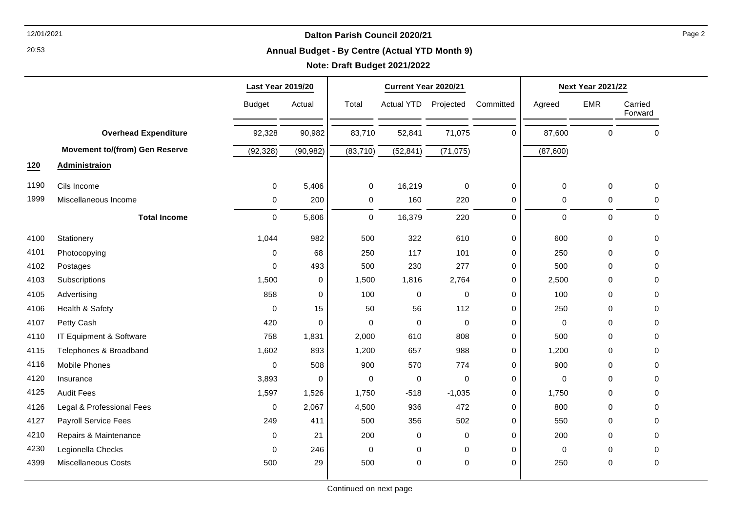**Dalton Parish Council 2020/21**

**Annual Budget - By Centre (Actual YTD Month 9)**

**Note: Draft Budget 2021/2022**

| | | Last Year 2019/20 | | Current Year 2020/21 | | | | Next Year 2021/22 | | |
|---|---|---|---|---|---|---|---|---|---|---|
| | | Budget | Actual | Total | Actual YTD | Projected | Committed | Agreed | EMR | Carried Forward |
| | **Overhead Expenditure** | 92,328 | 90,982 | 83,710 | 52,841 | 71,075 | 0 | 87,600 | 0 | 0 |
| | **Movement to/(from) Gen Reserve** | (92,328) | (90,982) | (83,710) | (52,841) | (71,075) | | (87,600) | | |
| **120** | **Administraion** | | | | | | | | | |
| 1190 | Cils Income | 0 | 5,406 | 0 | 16,219 | 0 | 0 | 0 | 0 | 0 |
| 1999 | Miscellaneous Income | 0 | 200 | 0 | 160 | 220 | 0 | 0 | 0 | 0 |
| | **Total Income** | 0 | 5,606 | 0 | 16,379 | 220 | 0 | 0 | 0 | 0 |
| 4100 | Stationery | 1,044 | 982 | 500 | 322 | 610 | 0 | 600 | 0 | 0 |
| 4101 | Photocopying | 0 | 68 | 250 | 117 | 101 | 0 | 250 | 0 | 0 |
| 4102 | Postages | 0 | 493 | 500 | 230 | 277 | 0 | 500 | 0 | 0 |
| 4103 | Subscriptions | 1,500 | 0 | 1,500 | 1,816 | 2,764 | 0 | 2,500 | 0 | 0 |
| 4105 | Advertising | 858 | 0 | 100 | 0 | 0 | 0 | 100 | 0 | 0 |
| 4106 | Health & Safety | 0 | 15 | 50 | 56 | 112 | 0 | 250 | 0 | 0 |
| 4107 | Petty Cash | 420 | 0 | 0 | 0 | 0 | 0 | 0 | 0 | 0 |
| 4110 | IT Equipment & Software | 758 | 1,831 | 2,000 | 610 | 808 | 0 | 500 | 0 | 0 |
| 4115 | Telephones & Broadband | 1,602 | 893 | 1,200 | 657 | 988 | 0 | 1,200 | 0 | 0 |
| 4116 | Mobile Phones | 0 | 508 | 900 | 570 | 774 | 0 | 900 | 0 | 0 |
| 4120 | Insurance | 3,893 | 0 | 0 | 0 | 0 | 0 | 0 | 0 | 0 |
| 4125 | Audit Fees | 1,597 | 1,526 | 1,750 | -518 | -1,035 | 0 | 1,750 | 0 | 0 |
| 4126 | Legal & Professional Fees | 0 | 2,067 | 4,500 | 936 | 472 | 0 | 800 | 0 | 0 |
| 4127 | Payroll Service Fees | 249 | 411 | 500 | 356 | 502 | 0 | 550 | 0 | 0 |
| 4210 | Repairs & Maintenance | 0 | 21 | 200 | 0 | 0 | 0 | 200 | 0 | 0 |
| 4230 | Legionella Checks | 0 | 246 | 0 | 0 | 0 | 0 | 0 | 0 | 0 |
| 4399 | Miscellaneous Costs | 500 | 29 | 500 | 0 | 0 | 0 | 250 | 0 | 0 |

Continued on next page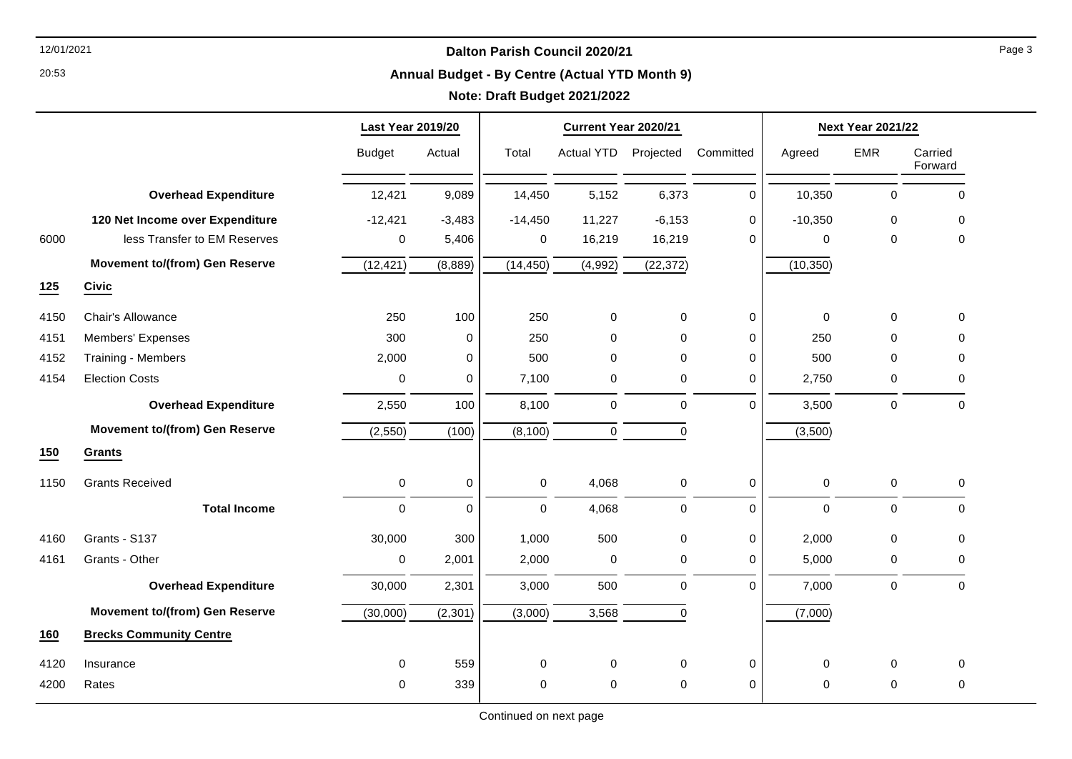# Dalton Parish Council 2020/21

## Annual Budget - By Centre (Actual YTD Month 9)

**Note: Draft Budget 2021/2022**

| | | Last Year 2019/20 | | Current Year 2020/21 | | | | Next Year 2021/22 | | |
|---|---|---|---|---|---|---|---|---|---|---|
| | | Budget | Actual | Total | Actual YTD | Projected | Committed | Agreed | EMR | Carried Forward |
| | **Overhead Expenditure** | 12,421 | 9,089 | 14,450 | 5,152 | 6,373 | 0 | 10,350 | 0 | 0 |
| | **120 Net Income over Expenditure** | -12,421 | -3,483 | -14,450 | 11,227 | -6,153 | 0 | -10,350 | 0 | 0 |
| 6000 | less Transfer to EM Reserves | 0 | 5,406 | 0 | 16,219 | 16,219 | 0 | 0 | 0 | 0 |
| | **Movement to/(from) Gen Reserve** | (12,421) | (8,889) | (14,450) | (4,992) | (22,372) | | (10,350) | | |
| **125** | **Civic** | | | | | | | | | |
| 4150 | Chair's Allowance | 250 | 100 | 250 | 0 | 0 | 0 | 0 | 0 | 0 |
| 4151 | Members' Expenses | 300 | 0 | 250 | 0 | 0 | 0 | 250 | 0 | 0 |
| 4152 | Training - Members | 2,000 | 0 | 500 | 0 | 0 | 0 | 500 | 0 | 0 |
| 4154 | Election Costs | 0 | 0 | 7,100 | 0 | 0 | 0 | 2,750 | 0 | 0 |
| | **Overhead Expenditure** | 2,550 | 100 | 8,100 | 0 | 0 | 0 | 3,500 | 0 | 0 |
| | **Movement to/(from) Gen Reserve** | (2,550) | (100) | (8,100) | 0 | 0 | | (3,500) | | |
| **150** | **Grants** | | | | | | | | | |
| 1150 | Grants Received | 0 | 0 | 0 | 4,068 | 0 | 0 | 0 | 0 | 0 |
| | **Total Income** | 0 | 0 | 0 | 4,068 | 0 | 0 | 0 | 0 | 0 |
| 4160 | Grants - S137 | 30,000 | 300 | 1,000 | 500 | 0 | 0 | 2,000 | 0 | 0 |
| 4161 | Grants - Other | 0 | 2,001 | 2,000 | 0 | 0 | 0 | 5,000 | 0 | 0 |
| | **Overhead Expenditure** | 30,000 | 2,301 | 3,000 | 500 | 0 | 0 | 7,000 | 0 | 0 |
| | **Movement to/(from) Gen Reserve** | (30,000) | (2,301) | (3,000) | 3,568 | 0 | | (7,000) | | |
| **160** | **Brecks Community Centre** | | | | | | | | | |
| 4120 | Insurance | 0 | 559 | 0 | 0 | 0 | 0 | 0 | 0 | 0 |
| 4200 | Rates | 0 | 339 | 0 | 0 | 0 | 0 | 0 | 0 | 0 |

Continued on next page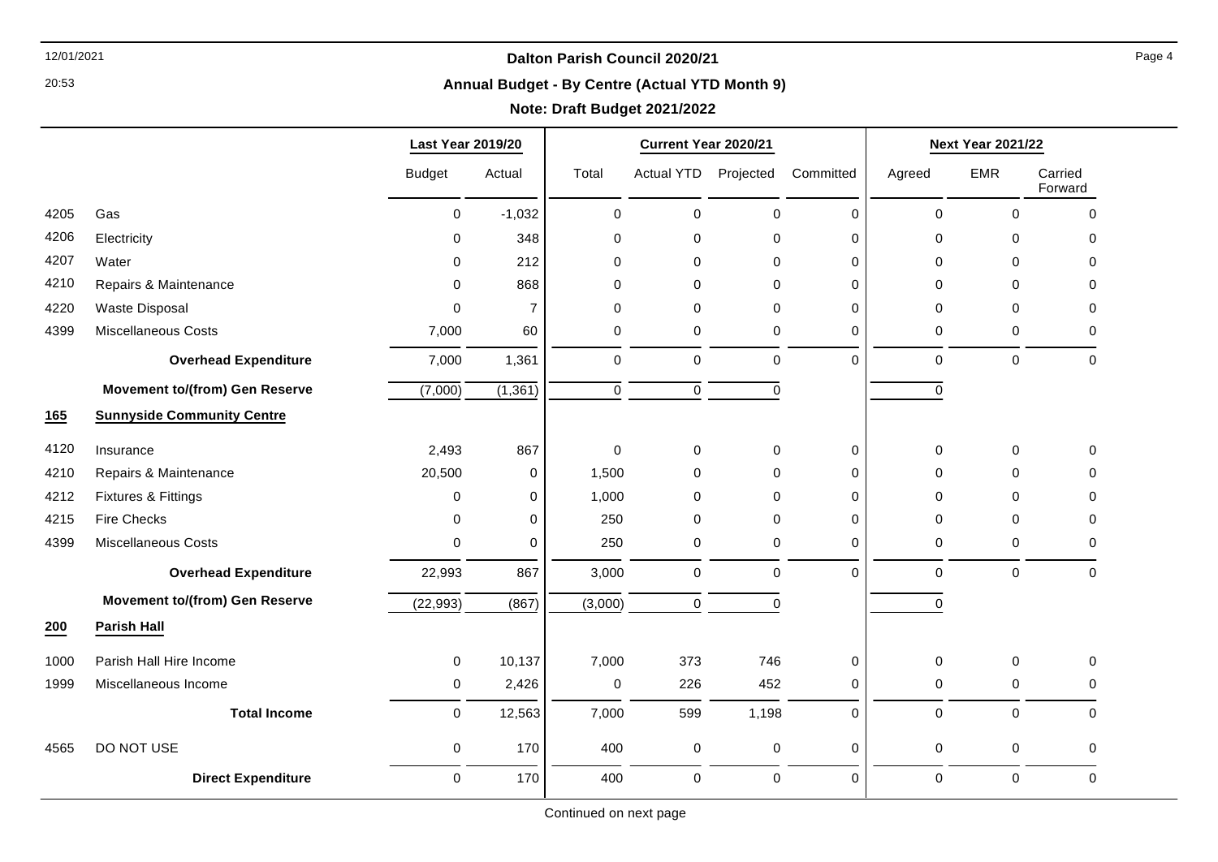# Dalton Parish Council 2020/21

## Annual Budget - By Centre (Actual YTD Month 9)

### Note: Draft Budget 2021/2022

| | | Last Year 2019/20 | | Current Year 2020/21 | | | | Next Year 2021/22 | | |
|---|---|---|---|---|---|---|---|---|---|---|
| | | Budget | Actual | Total | Actual YTD | Projected | Committed | Agreed | EMR | Carried Forward |
| 4205 | Gas | 0 | -1,032 | 0 | 0 | 0 | 0 | 0 | 0 | 0 |
| 4206 | Electricity | 0 | 348 | 0 | 0 | 0 | 0 | 0 | 0 | 0 |
| 4207 | Water | 0 | 212 | 0 | 0 | 0 | 0 | 0 | 0 | 0 |
| 4210 | Repairs & Maintenance | 0 | 868 | 0 | 0 | 0 | 0 | 0 | 0 | 0 |
| 4220 | Waste Disposal | 0 | 7 | 0 | 0 | 0 | 0 | 0 | 0 | 0 |
| 4399 | Miscellaneous Costs | 7,000 | 60 | 0 | 0 | 0 | 0 | 0 | 0 | 0 |
| | **Overhead Expenditure** | 7,000 | 1,361 | 0 | 0 | 0 | 0 | 0 | 0 | 0 |
| | **Movement to/(from) Gen Reserve** | (7,000) | (1,361) | 0 | 0 | 0 | | 0 | | |
| **165** | **Sunnyside Community Centre** | | | | | | | | | |
| 4120 | Insurance | 2,493 | 867 | 0 | 0 | 0 | 0 | 0 | 0 | 0 |
| 4210 | Repairs & Maintenance | 20,500 | 0 | 1,500 | 0 | 0 | 0 | 0 | 0 | 0 |
| 4212 | Fixtures & Fittings | 0 | 0 | 1,000 | 0 | 0 | 0 | 0 | 0 | 0 |
| 4215 | Fire Checks | 0 | 0 | 250 | 0 | 0 | 0 | 0 | 0 | 0 |
| 4399 | Miscellaneous Costs | 0 | 0 | 250 | 0 | 0 | 0 | 0 | 0 | 0 |
| | **Overhead Expenditure** | 22,993 | 867 | 3,000 | 0 | 0 | 0 | 0 | 0 | 0 |
| | **Movement to/(from) Gen Reserve** | (22,993) | (867) | (3,000) | 0 | 0 | | 0 | | |
| **200** | **Parish Hall** | | | | | | | | | |
| 1000 | Parish Hall Hire Income | 0 | 10,137 | 7,000 | 373 | 746 | 0 | 0 | 0 | 0 |
| 1999 | Miscellaneous Income | 0 | 2,426 | 0 | 226 | 452 | 0 | 0 | 0 | 0 |
| | **Total Income** | 0 | 12,563 | 7,000 | 599 | 1,198 | 0 | 0 | 0 | 0 |
| 4565 | DO NOT USE | 0 | 170 | 400 | 0 | 0 | 0 | 0 | 0 | 0 |
| | **Direct Expenditure** | 0 | 170 | 400 | 0 | 0 | 0 | 0 | 0 | 0 |

Continued on next page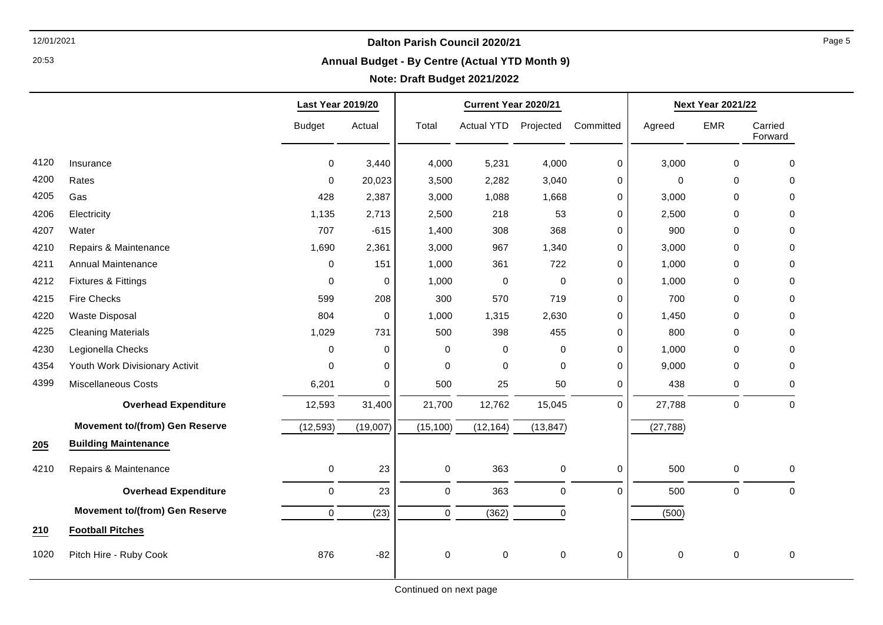# Dalton Parish Council 2020/21

## Annual Budget - By Centre (Actual YTD Month 9)

### Note: Draft Budget 2021/2022

| | | Last Year 2019/20 | | Current Year 2020/21 | | | | Next Year 2021/22 | | |
|---|---|---|---|---|---|---|---|---|---|---|
| | | Budget | Actual | Total | Actual YTD | Projected | Committed | Agreed | EMR | Carried Forward |
| 4120 | Insurance | 0 | 3,440 | 4,000 | 5,231 | 4,000 | 0 | 3,000 | 0 | 0 |
| 4200 | Rates | 0 | 20,023 | 3,500 | 2,282 | 3,040 | 0 | 0 | 0 | 0 |
| 4205 | Gas | 428 | 2,387 | 3,000 | 1,088 | 1,668 | 0 | 3,000 | 0 | 0 |
| 4206 | Electricity | 1,135 | 2,713 | 2,500 | 218 | 53 | 0 | 2,500 | 0 | 0 |
| 4207 | Water | 707 | -615 | 1,400 | 308 | 368 | 0 | 900 | 0 | 0 |
| 4210 | Repairs & Maintenance | 1,690 | 2,361 | 3,000 | 967 | 1,340 | 0 | 3,000 | 0 | 0 |
| 4211 | Annual Maintenance | 0 | 151 | 1,000 | 361 | 722 | 0 | 1,000 | 0 | 0 |
| 4212 | Fixtures & Fittings | 0 | 0 | 1,000 | 0 | 0 | 0 | 1,000 | 0 | 0 |
| 4215 | Fire Checks | 599 | 208 | 300 | 570 | 719 | 0 | 700 | 0 | 0 |
| 4220 | Waste Disposal | 804 | 0 | 1,000 | 1,315 | 2,630 | 0 | 1,450 | 0 | 0 |
| 4225 | Cleaning Materials | 1,029 | 731 | 500 | 398 | 455 | 0 | 800 | 0 | 0 |
| 4230 | Legionella Checks | 0 | 0 | 0 | 0 | 0 | 0 | 1,000 | 0 | 0 |
| 4354 | Youth Work Divisionary Activit | 0 | 0 | 0 | 0 | 0 | 0 | 9,000 | 0 | 0 |
| 4399 | Miscellaneous Costs | 6,201 | 0 | 500 | 25 | 50 | 0 | 438 | 0 | 0 |
| | **Overhead Expenditure** | 12,593 | 31,400 | 21,700 | 12,762 | 15,045 | 0 | 27,788 | 0 | 0 |
| | **Movement to/(from) Gen Reserve** | (12,593) | (19,007) | (15,100) | (12,164) | (13,847) | | (27,788) | | |
| **205** | **Building Maintenance** | | | | | | | | | |
| 4210 | Repairs & Maintenance | 0 | 23 | 0 | 363 | 0 | 0 | 500 | 0 | 0 |
| | **Overhead Expenditure** | 0 | 23 | 0 | 363 | 0 | 0 | 500 | 0 | 0 |
| | **Movement to/(from) Gen Reserve** | 0 | (23) | 0 | (362) | 0 | | (500) | | |
| **210** | **Football Pitches** | | | | | | | | | |
| 1020 | Pitch Hire - Ruby Cook | 876 | -82 | 0 | 0 | 0 | 0 | 0 | 0 | 0 |

Continued on next page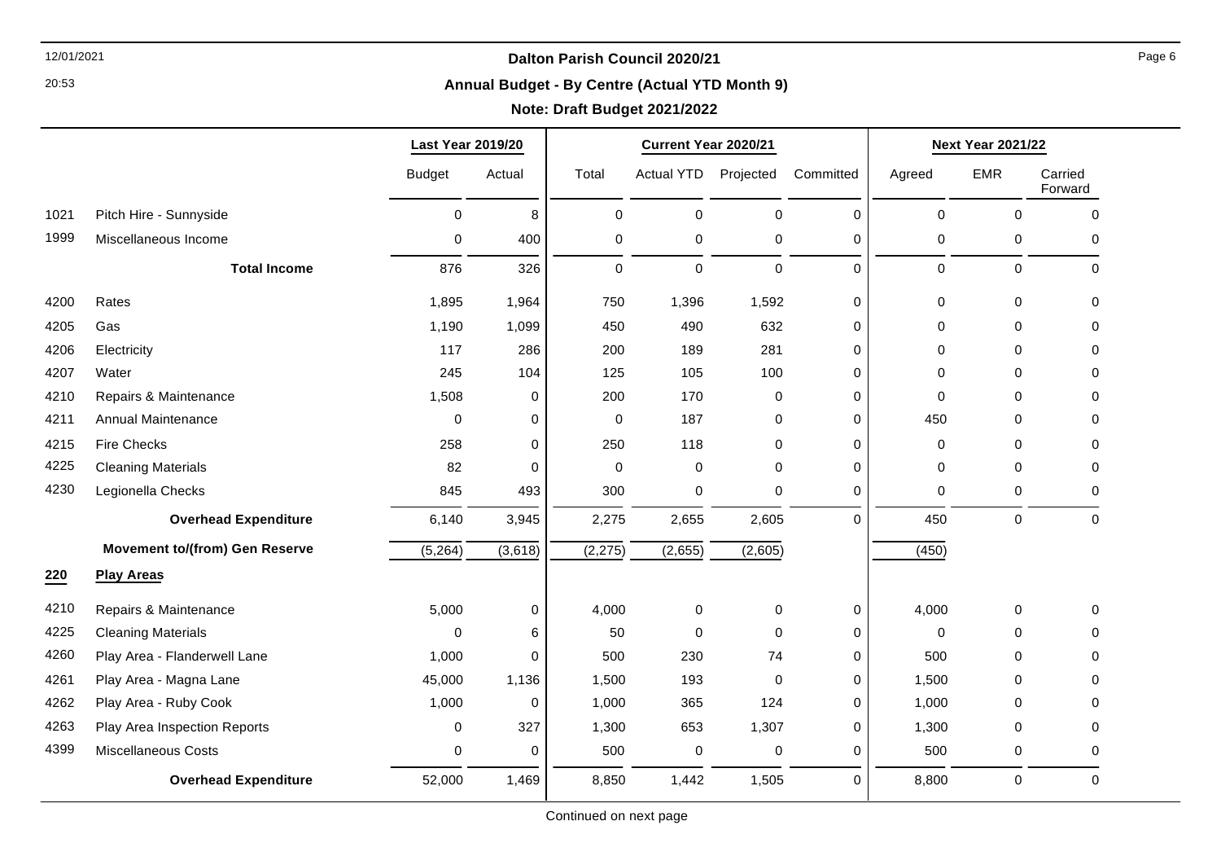# Dalton Parish Council 2020/21

## Annual Budget - By Centre (Actual YTD Month 9)

**Note: Draft Budget 2021/2022**

| | | Last Year 2019/20 | | Current Year 2020/21 | | | | Next Year 2021/22 | | |
|---|---|---|---|---|---|---|---|---|---|---|
| | | Budget | Actual | Total | Actual YTD | Projected | Committed | Agreed | EMR | Carried Forward |
| 1021 | Pitch Hire - Sunnyside | 0 | 8 | 0 | 0 | 0 | 0 | 0 | 0 | 0 |
| 1999 | Miscellaneous Income | 0 | 400 | 0 | 0 | 0 | 0 | 0 | 0 | 0 |
| | **Total Income** | 876 | 326 | 0 | 0 | 0 | 0 | 0 | 0 | 0 |
| 4200 | Rates | 1,895 | 1,964 | 750 | 1,396 | 1,592 | 0 | 0 | 0 | 0 |
| 4205 | Gas | 1,190 | 1,099 | 450 | 490 | 632 | 0 | 0 | 0 | 0 |
| 4206 | Electricity | 117 | 286 | 200 | 189 | 281 | 0 | 0 | 0 | 0 |
| 4207 | Water | 245 | 104 | 125 | 105 | 100 | 0 | 0 | 0 | 0 |
| 4210 | Repairs & Maintenance | 1,508 | 0 | 200 | 170 | 0 | 0 | 0 | 0 | 0 |
| 4211 | Annual Maintenance | 0 | 0 | 0 | 187 | 0 | 0 | 450 | 0 | 0 |
| 4215 | Fire Checks | 258 | 0 | 250 | 118 | 0 | 0 | 0 | 0 | 0 |
| 4225 | Cleaning Materials | 82 | 0 | 0 | 0 | 0 | 0 | 0 | 0 | 0 |
| 4230 | Legionella Checks | 845 | 493 | 300 | 0 | 0 | 0 | 0 | 0 | 0 |
| | **Overhead Expenditure** | 6,140 | 3,945 | 2,275 | 2,655 | 2,605 | 0 | 450 | 0 | 0 |
| | **Movement to/(from) Gen Reserve** | (5,264) | (3,618) | (2,275) | (2,655) | (2,605) | | (450) | | |
| **220** | **Play Areas** | | | | | | | | | |
| 4210 | Repairs & Maintenance | 5,000 | 0 | 4,000 | 0 | 0 | 0 | 4,000 | 0 | 0 |
| 4225 | Cleaning Materials | 0 | 6 | 50 | 0 | 0 | 0 | 0 | 0 | 0 |
| 4260 | Play Area - Flanderwell Lane | 1,000 | 0 | 500 | 230 | 74 | 0 | 500 | 0 | 0 |
| 4261 | Play Area - Magna Lane | 45,000 | 1,136 | 1,500 | 193 | 0 | 0 | 1,500 | 0 | 0 |
| 4262 | Play Area - Ruby Cook | 1,000 | 0 | 1,000 | 365 | 124 | 0 | 1,000 | 0 | 0 |
| 4263 | Play Area Inspection Reports | 0 | 327 | 1,300 | 653 | 1,307 | 0 | 1,300 | 0 | 0 |
| 4399 | Miscellaneous Costs | 0 | 0 | 500 | 0 | 0 | 0 | 500 | 0 | 0 |
| | **Overhead Expenditure** | 52,000 | 1,469 | 8,850 | 1,442 | 1,505 | 0 | 8,800 | 0 | 0 |

Continued on next page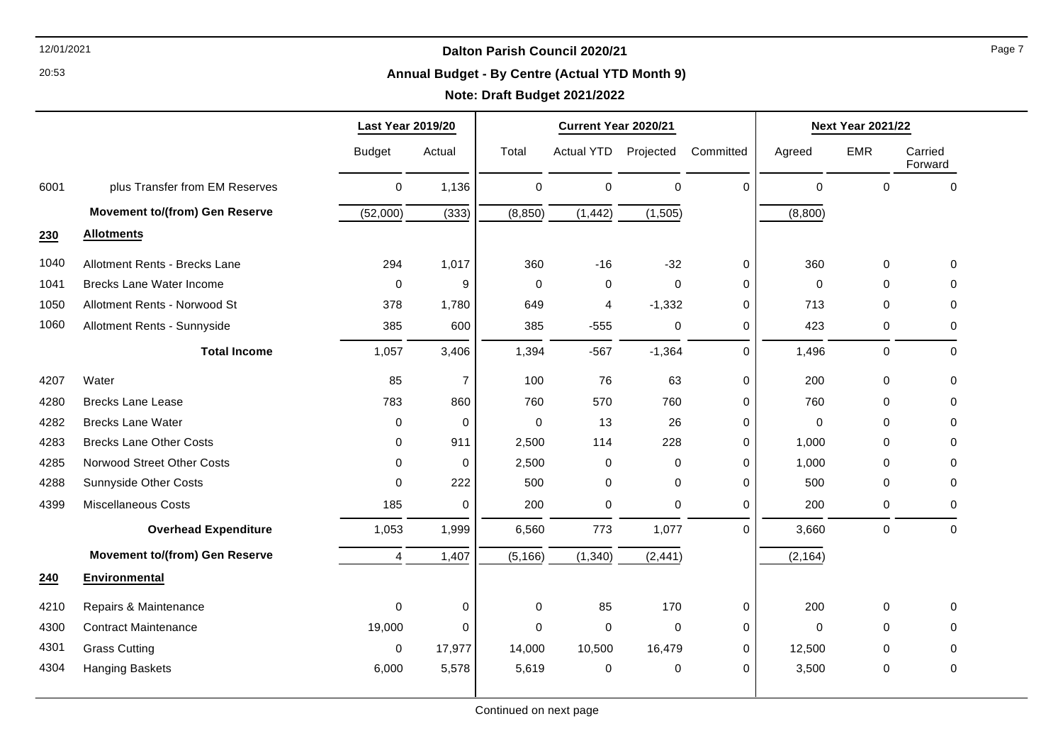## Dalton Parish Council 2020/21

### Annual Budget - By Centre (Actual YTD Month 9)

**Note: Draft Budget 2021/2022**

| | | Last Year 2019/20 | | Current Year 2020/21 | | | | Next Year 2021/22 | | |
|---|---|---|---|---|---|---|---|---|---|---|
| | | Budget | Actual | Total | Actual YTD | Projected | Committed | Agreed | EMR | Carried Forward |
| 6001 | plus Transfer from EM Reserves | 0 | 1,136 | 0 | 0 | 0 | 0 | 0 | 0 | 0 |
| | **Movement to/(from) Gen Reserve** | (52,000) | (333) | (8,850) | (1,442) | (1,505) | | (8,800) | | |
| **230** | **Allotments** | | | | | | | | | |
| 1040 | Allotment Rents - Brecks Lane | 294 | 1,017 | 360 | -16 | -32 | 0 | 360 | 0 | 0 |
| 1041 | Brecks Lane Water Income | 0 | 9 | 0 | 0 | 0 | 0 | 0 | 0 | 0 |
| 1050 | Allotment Rents - Norwood St | 378 | 1,780 | 649 | 4 | -1,332 | 0 | 713 | 0 | 0 |
| 1060 | Allotment Rents - Sunnyside | 385 | 600 | 385 | -555 | 0 | 0 | 423 | 0 | 0 |
| | **Total Income** | 1,057 | 3,406 | 1,394 | -567 | -1,364 | 0 | 1,496 | 0 | 0 |
| 4207 | Water | 85 | 7 | 100 | 76 | 63 | 0 | 200 | 0 | 0 |
| 4280 | Brecks Lane Lease | 783 | 860 | 760 | 570 | 760 | 0 | 760 | 0 | 0 |
| 4282 | Brecks Lane Water | 0 | 0 | 0 | 13 | 26 | 0 | 0 | 0 | 0 |
| 4283 | Brecks Lane Other Costs | 0 | 911 | 2,500 | 114 | 228 | 0 | 1,000 | 0 | 0 |
| 4285 | Norwood Street Other Costs | 0 | 0 | 2,500 | 0 | 0 | 0 | 1,000 | 0 | 0 |
| 4288 | Sunnyside Other Costs | 0 | 222 | 500 | 0 | 0 | 0 | 500 | 0 | 0 |
| 4399 | Miscellaneous Costs | 185 | 0 | 200 | 0 | 0 | 0 | 200 | 0 | 0 |
| | **Overhead Expenditure** | 1,053 | 1,999 | 6,560 | 773 | 1,077 | 0 | 3,660 | 0 | 0 |
| | **Movement to/(from) Gen Reserve** | 4 | 1,407 | (5,166) | (1,340) | (2,441) | | (2,164) | | |
| **240** | **Environmental** | | | | | | | | | |
| 4210 | Repairs & Maintenance | 0 | 0 | 0 | 85 | 170 | 0 | 200 | 0 | 0 |
| 4300 | Contract Maintenance | 19,000 | 0 | 0 | 0 | 0 | 0 | 0 | 0 | 0 |
| 4301 | Grass Cutting | 0 | 17,977 | 14,000 | 10,500 | 16,479 | 0 | 12,500 | 0 | 0 |
| 4304 | Hanging Baskets | 6,000 | 5,578 | 5,619 | 0 | 0 | 0 | 3,500 | 0 | 0 |

Continued on next page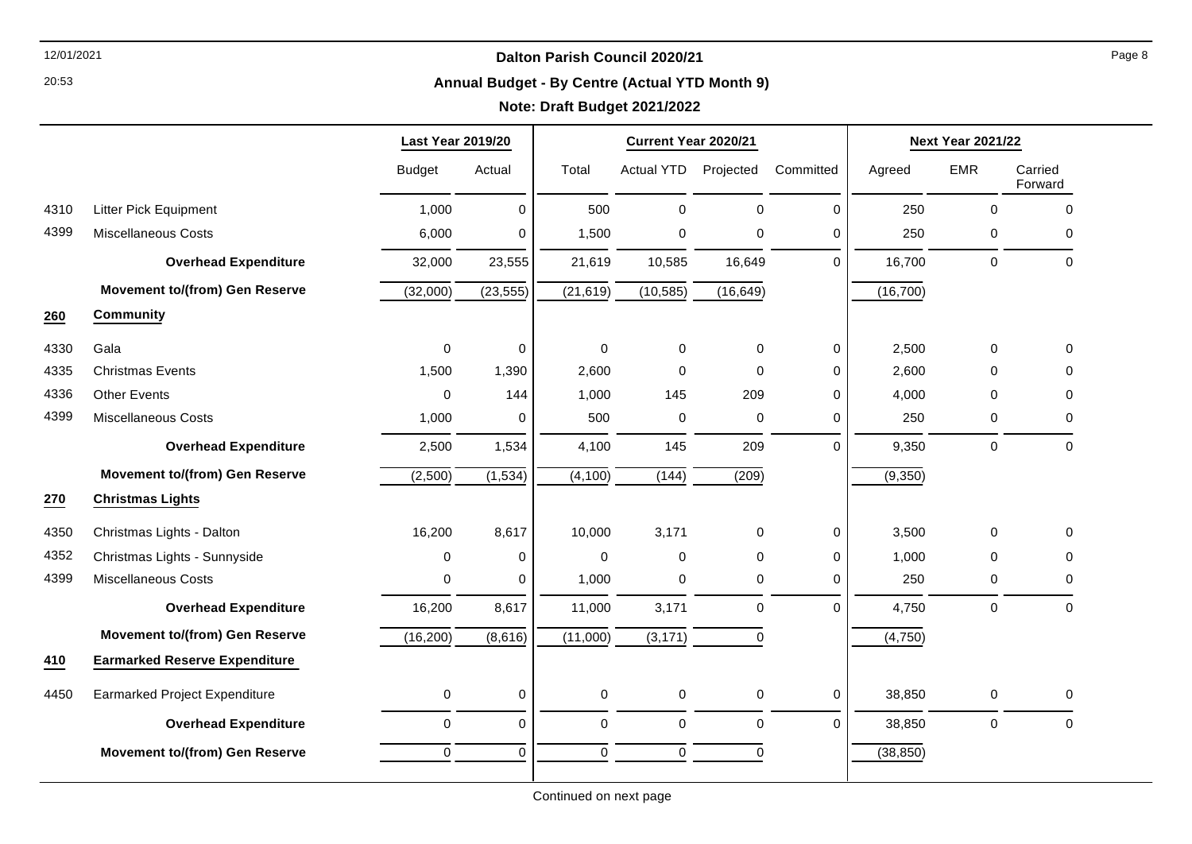# Dalton Parish Council 2020/21

## Annual Budget - By Centre (Actual YTD Month 9)

### Note: Draft Budget 2021/2022

| | | Last Year 2019/20 | | Current Year 2020/21 | | | | Next Year 2021/22 | | |
|---|---|---|---|---|---|---|---|---|---|---|
| | | Budget | Actual | Total | Actual YTD | Projected | Committed | Agreed | EMR | Carried Forward |
| 4310 | Litter Pick Equipment | 1,000 | 0 | 500 | 0 | 0 | 0 | 250 | 0 | 0 |
| 4399 | Miscellaneous Costs | 6,000 | 0 | 1,500 | 0 | 0 | 0 | 250 | 0 | 0 |
| | **Overhead Expenditure** | 32,000 | 23,555 | 21,619 | 10,585 | 16,649 | 0 | 16,700 | 0 | 0 |
| | **Movement to/(from) Gen Reserve** | (32,000) | (23,555) | (21,619) | (10,585) | (16,649) | | (16,700) | | |
| **260** | **Community** | | | | | | | | | |
| 4330 | Gala | 0 | 0 | 0 | 0 | 0 | 0 | 2,500 | 0 | 0 |
| 4335 | Christmas Events | 1,500 | 1,390 | 2,600 | 0 | 0 | 0 | 2,600 | 0 | 0 |
| 4336 | Other Events | 0 | 144 | 1,000 | 145 | 209 | 0 | 4,000 | 0 | 0 |
| 4399 | Miscellaneous Costs | 1,000 | 0 | 500 | 0 | 0 | 0 | 250 | 0 | 0 |
| | **Overhead Expenditure** | 2,500 | 1,534 | 4,100 | 145 | 209 | 0 | 9,350 | 0 | 0 |
| | **Movement to/(from) Gen Reserve** | (2,500) | (1,534) | (4,100) | (144) | (209) | | (9,350) | | |
| **270** | **Christmas Lights** | | | | | | | | | |
| 4350 | Christmas Lights - Dalton | 16,200 | 8,617 | 10,000 | 3,171 | 0 | 0 | 3,500 | 0 | 0 |
| 4352 | Christmas Lights - Sunnyside | 0 | 0 | 0 | 0 | 0 | 0 | 1,000 | 0 | 0 |
| 4399 | Miscellaneous Costs | 0 | 0 | 1,000 | 0 | 0 | 0 | 250 | 0 | 0 |
| | **Overhead Expenditure** | 16,200 | 8,617 | 11,000 | 3,171 | 0 | 0 | 4,750 | 0 | 0 |
| | **Movement to/(from) Gen Reserve** | (16,200) | (8,616) | (11,000) | (3,171) | 0 | | (4,750) | | |
| **410** | **Earmarked Reserve Expenditure** | | | | | | | | | |
| 4450 | Earmarked Project Expenditure | 0 | 0 | 0 | 0 | 0 | 0 | 38,850 | 0 | 0 |
| | **Overhead Expenditure** | 0 | 0 | 0 | 0 | 0 | 0 | 38,850 | 0 | 0 |
| | **Movement to/(from) Gen Reserve** | 0 | 0 | 0 | 0 | 0 | | (38,850) | | |

Continued on next page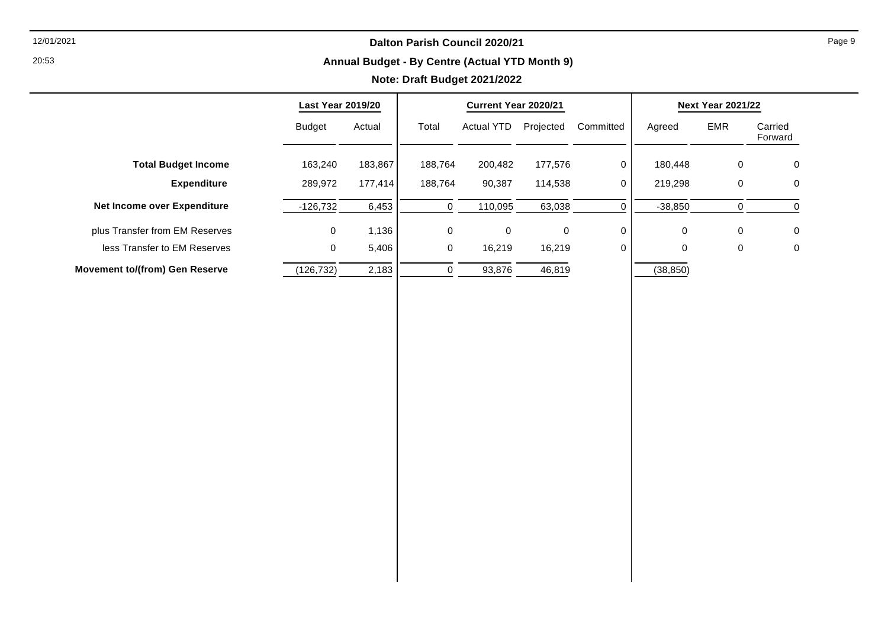## Dalton Parish Council 2020/21

### Annual Budget - By Centre (Actual YTD Month 9)

### Note: Draft Budget 2021/2022

| | Last Year 2019/20 | | Current Year 2020/21 | | | | Next Year 2021/22 | | |
|---|---|---|---|---|---|---|---|---|---|
| | Budget | Actual | Total | Actual YTD | Projected | Committed | Agreed | EMR | Carried Forward |
| **Total Budget Income** | 163,240 | 183,867 | 188,764 | 200,482 | 177,576 | 0 | 180,448 | 0 | 0 |
| **Expenditure** | 289,972 | 177,414 | 188,764 | 90,387 | 114,538 | 0 | 219,298 | 0 | 0 |
| **Net Income over Expenditure** | -126,732 | 6,453 | 0 | 110,095 | 63,038 | 0 | -38,850 | 0 | 0 |
| plus Transfer from EM Reserves | 0 | 1,136 | 0 | 0 | 0 | 0 | 0 | 0 | 0 |
| less Transfer to EM Reserves | 0 | 5,406 | 0 | 16,219 | 16,219 | 0 | 0 | 0 | 0 |
| **Movement to/(from) Gen Reserve** | (126,732) | 2,183 | 0 | 93,876 | 46,819 | | (38,850) | | |